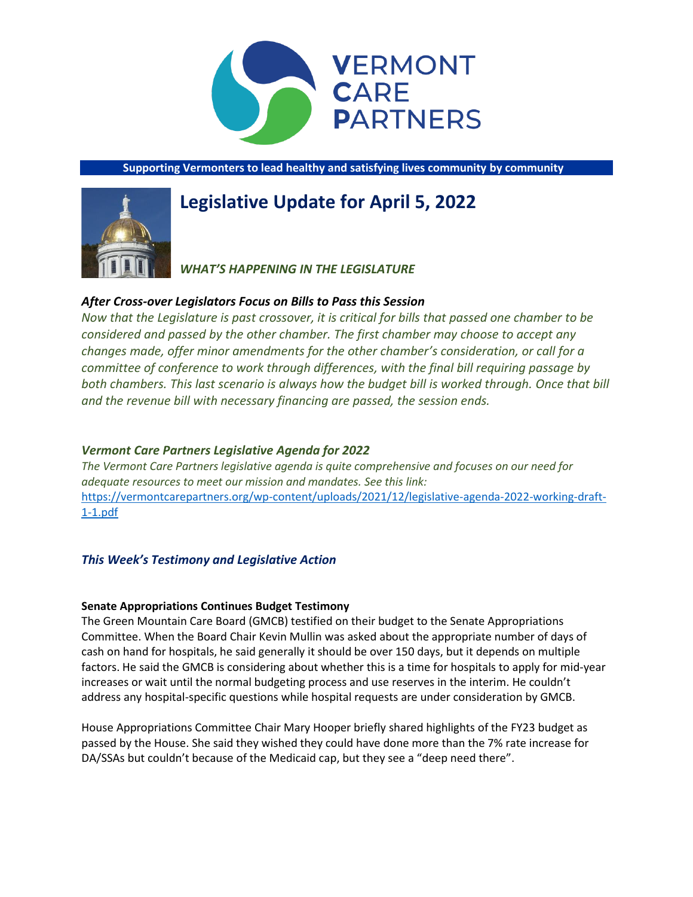# VERMONT CARE PARTNERS

**Supporting Vermonters to lead healthy and satisfying lives community by community**

# Legislative Update for April 5, 2022

***WHAT'S HAPPENING IN THE LEGISLATURE***

### *After Cross-over Legislators Focus on Bills to Pass this Session*

*Now that the Legislature is past crossover, it is critical for bills that passed one chamber to be considered and passed by the other chamber. The first chamber may choose to accept any changes made, offer minor amendments for the other chamber's consideration, or call for a committee of conference to work through differences, with the final bill requiring passage by both chambers. This last scenario is always how the budget bill is worked through. Once that bill and the revenue bill with necessary financing are passed, the session ends.*

### *Vermont Care Partners Legislative Agenda for 2022*

*The Vermont Care Partners legislative agenda is quite comprehensive and focuses on our need for adequate resources to meet our mission and mandates. See this link:* https://vermontcarepartners.org/wp-content/uploads/2021/12/legislative-agenda-2022-working-draft-1-1.pdf

### *This Week's Testimony and Legislative Action*

**Senate Appropriations Continues Budget Testimony**

The Green Mountain Care Board (GMCB) testified on their budget to the Senate Appropriations Committee. When the Board Chair Kevin Mullin was asked about the appropriate number of days of cash on hand for hospitals, he said generally it should be over 150 days, but it depends on multiple factors. He said the GMCB is considering about whether this is a time for hospitals to apply for mid-year increases or wait until the normal budgeting process and use reserves in the interim. He couldn't address any hospital-specific questions while hospital requests are under consideration by GMCB.

House Appropriations Committee Chair Mary Hooper briefly shared highlights of the FY23 budget as passed by the House. She said they wished they could have done more than the 7% rate increase for DA/SSAs but couldn't because of the Medicaid cap, but they see a "deep need there".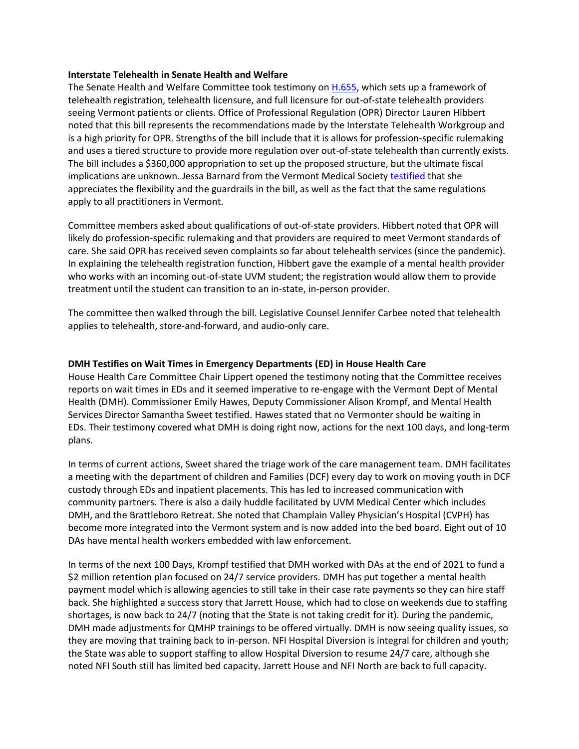**Interstate Telehealth in Senate Health and Welfare**

The Senate Health and Welfare Committee took testimony on H.655, which sets up a framework of telehealth registration, telehealth licensure, and full licensure for out-of-state telehealth providers seeing Vermont patients or clients. Office of Professional Regulation (OPR) Director Lauren Hibbert noted that this bill represents the recommendations made by the Interstate Telehealth Workgroup and is a high priority for OPR. Strengths of the bill include that it is allows for profession-specific rulemaking and uses a tiered structure to provide more regulation over out-of-state telehealth than currently exists. The bill includes a $360,000 appropriation to set up the proposed structure, but the ultimate fiscal implications are unknown. Jessa Barnard from the Vermont Medical Society testified that she appreciates the flexibility and the guardrails in the bill, as well as the fact that the same regulations apply to all practitioners in Vermont.

Committee members asked about qualifications of out-of-state providers. Hibbert noted that OPR will likely do profession-specific rulemaking and that providers are required to meet Vermont standards of care. She said OPR has received seven complaints so far about telehealth services (since the pandemic). In explaining the telehealth registration function, Hibbert gave the example of a mental health provider who works with an incoming out-of-state UVM student; the registration would allow them to provide treatment until the student can transition to an in-state, in-person provider.

The committee then walked through the bill. Legislative Counsel Jennifer Carbee noted that telehealth applies to telehealth, store-and-forward, and audio-only care.

**DMH Testifies on Wait Times in Emergency Departments (ED) in House Health Care**

House Health Care Committee Chair Lippert opened the testimony noting that the Committee receives reports on wait times in EDs and it seemed imperative to re-engage with the Vermont Dept of Mental Health (DMH). Commissioner Emily Hawes, Deputy Commissioner Alison Krompf, and Mental Health Services Director Samantha Sweet testified. Hawes stated that no Vermonter should be waiting in EDs. Their testimony covered what DMH is doing right now, actions for the next 100 days, and long-term plans.

In terms of current actions, Sweet shared the triage work of the care management team. DMH facilitates a meeting with the department of children and Families (DCF) every day to work on moving youth in DCF custody through EDs and inpatient placements. This has led to increased communication with community partners. There is also a daily huddle facilitated by UVM Medical Center which includes DMH, and the Brattleboro Retreat. She noted that Champlain Valley Physician's Hospital (CVPH) has become more integrated into the Vermont system and is now added into the bed board. Eight out of 10 DAs have mental health workers embedded with law enforcement.

In terms of the next 100 Days, Krompf testified that DMH worked with DAs at the end of 2021 to fund a $2 million retention plan focused on 24/7 service providers. DMH has put together a mental health payment model which is allowing agencies to still take in their case rate payments so they can hire staff back. She highlighted a success story that Jarrett House, which had to close on weekends due to staffing shortages, is now back to 24/7 (noting that the State is not taking credit for it). During the pandemic, DMH made adjustments for QMHP trainings to be offered virtually. DMH is now seeing quality issues, so they are moving that training back to in-person. NFI Hospital Diversion is integral for children and youth; the State was able to support staffing to allow Hospital Diversion to resume 24/7 care, although she noted NFI South still has limited bed capacity. Jarrett House and NFI North are back to full capacity.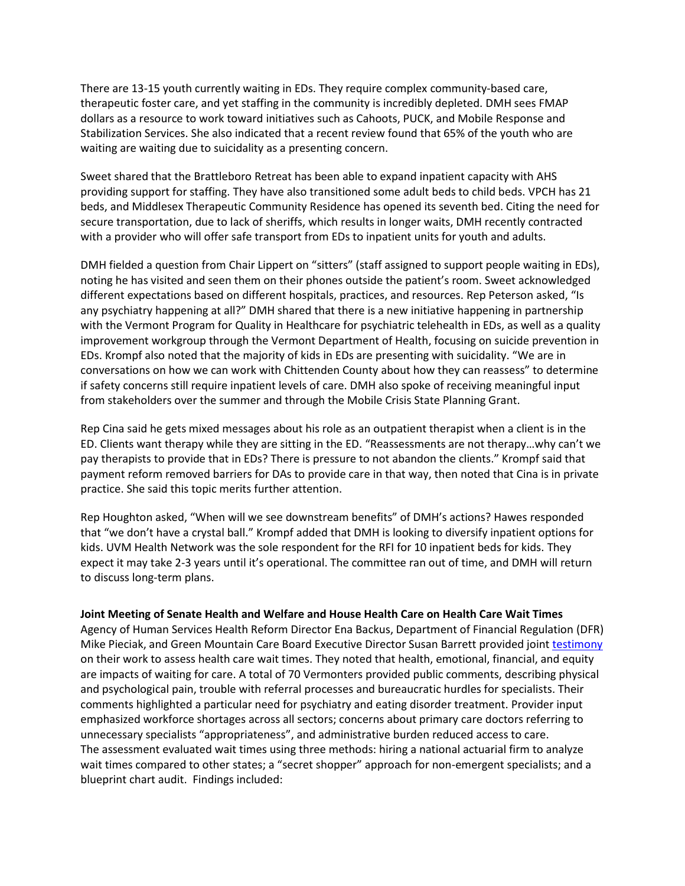There are 13-15 youth currently waiting in EDs. They require complex community-based care, therapeutic foster care, and yet staffing in the community is incredibly depleted. DMH sees FMAP dollars as a resource to work toward initiatives such as Cahoots, PUCK, and Mobile Response and Stabilization Services. She also indicated that a recent review found that 65% of the youth who are waiting are waiting due to suicidality as a presenting concern.

Sweet shared that the Brattleboro Retreat has been able to expand inpatient capacity with AHS providing support for staffing. They have also transitioned some adult beds to child beds. VPCH has 21 beds, and Middlesex Therapeutic Community Residence has opened its seventh bed. Citing the need for secure transportation, due to lack of sheriffs, which results in longer waits, DMH recently contracted with a provider who will offer safe transport from EDs to inpatient units for youth and adults.

DMH fielded a question from Chair Lippert on "sitters" (staff assigned to support people waiting in EDs), noting he has visited and seen them on their phones outside the patient's room. Sweet acknowledged different expectations based on different hospitals, practices, and resources. Rep Peterson asked, "Is any psychiatry happening at all?" DMH shared that there is a new initiative happening in partnership with the Vermont Program for Quality in Healthcare for psychiatric telehealth in EDs, as well as a quality improvement workgroup through the Vermont Department of Health, focusing on suicide prevention in EDs. Krompf also noted that the majority of kids in EDs are presenting with suicidality. "We are in conversations on how we can work with Chittenden County about how they can reassess" to determine if safety concerns still require inpatient levels of care. DMH also spoke of receiving meaningful input from stakeholders over the summer and through the Mobile Crisis State Planning Grant.

Rep Cina said he gets mixed messages about his role as an outpatient therapist when a client is in the ED. Clients want therapy while they are sitting in the ED. "Reassessments are not therapy…why can't we pay therapists to provide that in EDs? There is pressure to not abandon the clients." Krompf said that payment reform removed barriers for DAs to provide care in that way, then noted that Cina is in private practice. She said this topic merits further attention.

Rep Houghton asked, "When will we see downstream benefits" of DMH's actions? Hawes responded that "we don't have a crystal ball." Krompf added that DMH is looking to diversify inpatient options for kids. UVM Health Network was the sole respondent for the RFI for 10 inpatient beds for kids. They expect it may take 2-3 years until it's operational. The committee ran out of time, and DMH will return to discuss long-term plans.

**Joint Meeting of Senate Health and Welfare and House Health Care on Health Care Wait Times**
Agency of Human Services Health Reform Director Ena Backus, Department of Financial Regulation (DFR) Mike Pieciak, and Green Mountain Care Board Executive Director Susan Barrett provided joint testimony on their work to assess health care wait times. They noted that health, emotional, financial, and equity are impacts of waiting for care. A total of 70 Vermonters provided public comments, describing physical and psychological pain, trouble with referral processes and bureaucratic hurdles for specialists. Their comments highlighted a particular need for psychiatry and eating disorder treatment. Provider input emphasized workforce shortages across all sectors; concerns about primary care doctors referring to unnecessary specialists "appropriateness", and administrative burden reduced access to care.
The assessment evaluated wait times using three methods: hiring a national actuarial firm to analyze wait times compared to other states; a "secret shopper" approach for non-emergent specialists; and a blueprint chart audit. Findings included: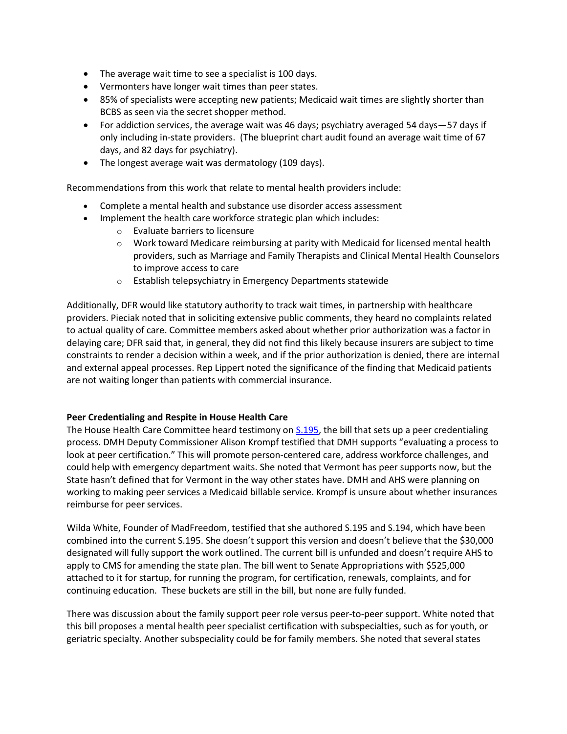- The average wait time to see a specialist is 100 days.
- Vermonters have longer wait times than peer states.
- 85% of specialists were accepting new patients; Medicaid wait times are slightly shorter than BCBS as seen via the secret shopper method.
- For addiction services, the average wait was 46 days; psychiatry averaged 54 days—57 days if only including in-state providers. (The blueprint chart audit found an average wait time of 67 days, and 82 days for psychiatry).
- The longest average wait was dermatology (109 days).

Recommendations from this work that relate to mental health providers include:

- Complete a mental health and substance use disorder access assessment
- Implement the health care workforce strategic plan which includes:
  - Evaluate barriers to licensure
  - Work toward Medicare reimbursing at parity with Medicaid for licensed mental health providers, such as Marriage and Family Therapists and Clinical Mental Health Counselors to improve access to care
  - Establish telepsychiatry in Emergency Departments statewide

Additionally, DFR would like statutory authority to track wait times, in partnership with healthcare providers. Pieciak noted that in soliciting extensive public comments, they heard no complaints related to actual quality of care. Committee members asked about whether prior authorization was a factor in delaying care; DFR said that, in general, they did not find this likely because insurers are subject to time constraints to render a decision within a week, and if the prior authorization is denied, there are internal and external appeal processes. Rep Lippert noted the significance of the finding that Medicaid patients are not waiting longer than patients with commercial insurance.

**Peer Credentialing and Respite in House Health Care**

The House Health Care Committee heard testimony on [S.195](), the bill that sets up a peer credentialing process. DMH Deputy Commissioner Alison Krompf testified that DMH supports "evaluating a process to look at peer certification." This will promote person-centered care, address workforce challenges, and could help with emergency department waits. She noted that Vermont has peer supports now, but the State hasn't defined that for Vermont in the way other states have. DMH and AHS were planning on working to making peer services a Medicaid billable service. Krompf is unsure about whether insurances reimburse for peer services.

Wilda White, Founder of MadFreedom, testified that she authored S.195 and S.194, which have been combined into the current S.195. She doesn't support this version and doesn't believe that the $30,000 designated will fully support the work outlined. The current bill is unfunded and doesn't require AHS to apply to CMS for amending the state plan. The bill went to Senate Appropriations with $525,000 attached to it for startup, for running the program, for certification, renewals, complaints, and for continuing education. These buckets are still in the bill, but none are fully funded.

There was discussion about the family support peer role versus peer-to-peer support. White noted that this bill proposes a mental health peer specialist certification with subspecialties, such as for youth, or geriatric specialty. Another subspeciality could be for family members. She noted that several states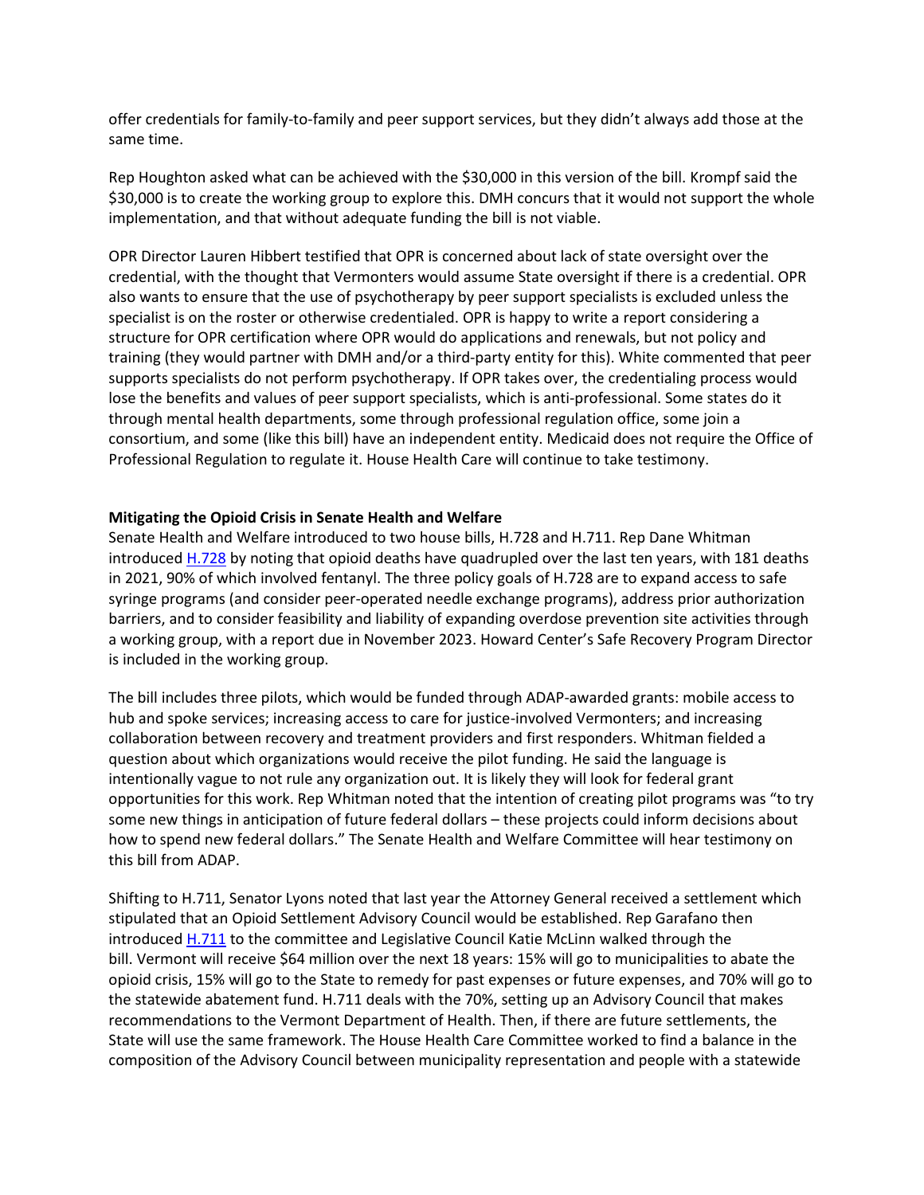offer credentials for family-to-family and peer support services, but they didn't always add those at the same time.

Rep Houghton asked what can be achieved with the $30,000 in this version of the bill. Krompf said the $30,000 is to create the working group to explore this. DMH concurs that it would not support the whole implementation, and that without adequate funding the bill is not viable.

OPR Director Lauren Hibbert testified that OPR is concerned about lack of state oversight over the credential, with the thought that Vermonters would assume State oversight if there is a credential. OPR also wants to ensure that the use of psychotherapy by peer support specialists is excluded unless the specialist is on the roster or otherwise credentialed. OPR is happy to write a report considering a structure for OPR certification where OPR would do applications and renewals, but not policy and training (they would partner with DMH and/or a third-party entity for this). White commented that peer supports specialists do not perform psychotherapy. If OPR takes over, the credentialing process would lose the benefits and values of peer support specialists, which is anti-professional. Some states do it through mental health departments, some through professional regulation office, some join a consortium, and some (like this bill) have an independent entity. Medicaid does not require the Office of Professional Regulation to regulate it. House Health Care will continue to take testimony.

**Mitigating the Opioid Crisis in Senate Health and Welfare**

Senate Health and Welfare introduced to two house bills, H.728 and H.711. Rep Dane Whitman introduced H.728 by noting that opioid deaths have quadrupled over the last ten years, with 181 deaths in 2021, 90% of which involved fentanyl. The three policy goals of H.728 are to expand access to safe syringe programs (and consider peer-operated needle exchange programs), address prior authorization barriers, and to consider feasibility and liability of expanding overdose prevention site activities through a working group, with a report due in November 2023. Howard Center's Safe Recovery Program Director is included in the working group.

The bill includes three pilots, which would be funded through ADAP-awarded grants: mobile access to hub and spoke services; increasing access to care for justice-involved Vermonters; and increasing collaboration between recovery and treatment providers and first responders. Whitman fielded a question about which organizations would receive the pilot funding. He said the language is intentionally vague to not rule any organization out. It is likely they will look for federal grant opportunities for this work. Rep Whitman noted that the intention of creating pilot programs was "to try some new things in anticipation of future federal dollars – these projects could inform decisions about how to spend new federal dollars." The Senate Health and Welfare Committee will hear testimony on this bill from ADAP.

Shifting to H.711, Senator Lyons noted that last year the Attorney General received a settlement which stipulated that an Opioid Settlement Advisory Council would be established. Rep Garafano then introduced H.711 to the committee and Legislative Council Katie McLinn walked through the bill. Vermont will receive $64 million over the next 18 years: 15% will go to municipalities to abate the opioid crisis, 15% will go to the State to remedy for past expenses or future expenses, and 70% will go to the statewide abatement fund. H.711 deals with the 70%, setting up an Advisory Council that makes recommendations to the Vermont Department of Health. Then, if there are future settlements, the State will use the same framework. The House Health Care Committee worked to find a balance in the composition of the Advisory Council between municipality representation and people with a statewide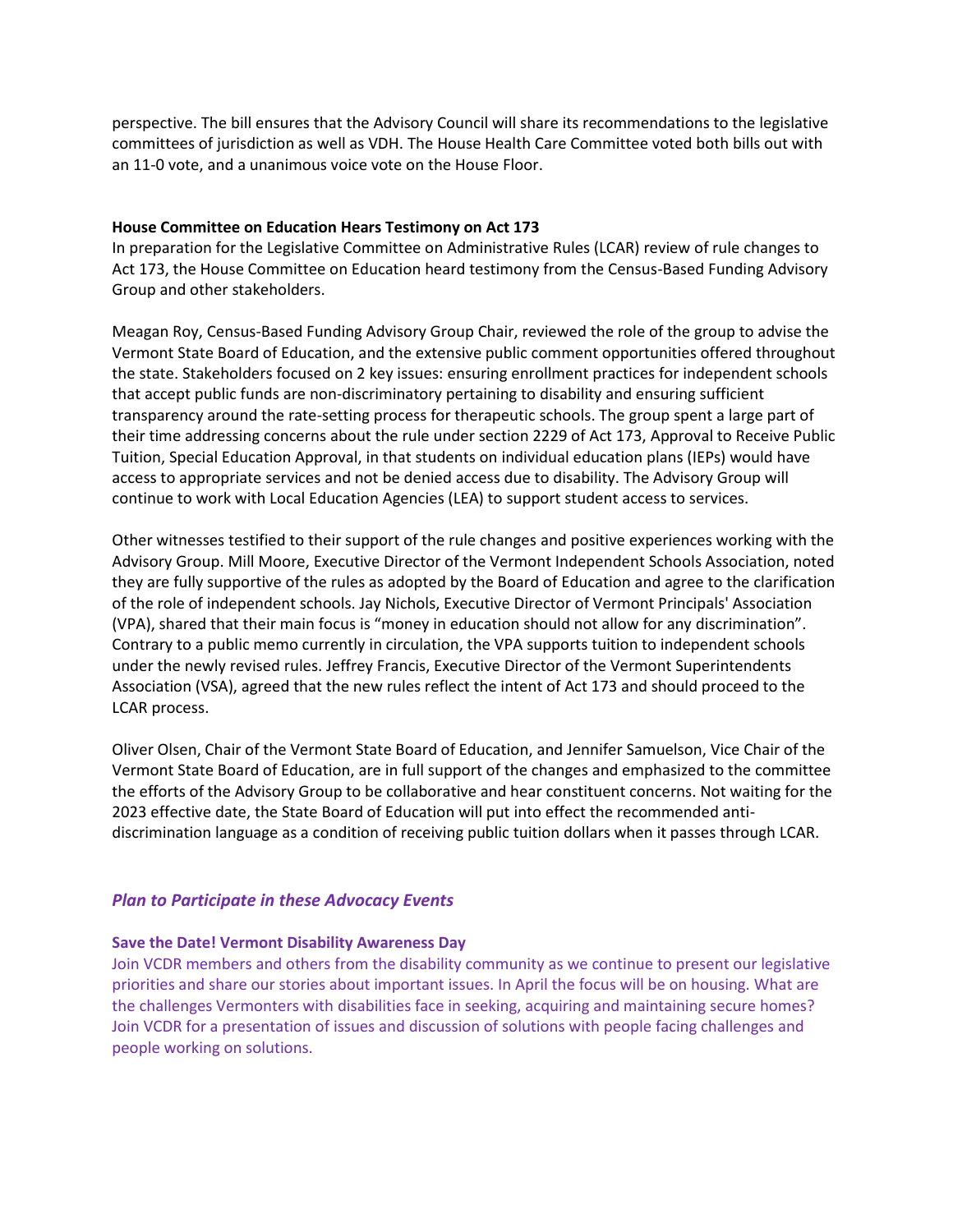perspective. The bill ensures that the Advisory Council will share its recommendations to the legislative committees of jurisdiction as well as VDH. The House Health Care Committee voted both bills out with an 11-0 vote, and a unanimous voice vote on the House Floor.

**House Committee on Education Hears Testimony on Act 173**

In preparation for the Legislative Committee on Administrative Rules (LCAR) review of rule changes to Act 173, the House Committee on Education heard testimony from the Census-Based Funding Advisory Group and other stakeholders.

Meagan Roy, Census-Based Funding Advisory Group Chair, reviewed the role of the group to advise the Vermont State Board of Education, and the extensive public comment opportunities offered throughout the state. Stakeholders focused on 2 key issues: ensuring enrollment practices for independent schools that accept public funds are non-discriminatory pertaining to disability and ensuring sufficient transparency around the rate-setting process for therapeutic schools. The group spent a large part of their time addressing concerns about the rule under section 2229 of Act 173, Approval to Receive Public Tuition, Special Education Approval, in that students on individual education plans (IEPs) would have access to appropriate services and not be denied access due to disability. The Advisory Group will continue to work with Local Education Agencies (LEA) to support student access to services.

Other witnesses testified to their support of the rule changes and positive experiences working with the Advisory Group. Mill Moore, Executive Director of the Vermont Independent Schools Association, noted they are fully supportive of the rules as adopted by the Board of Education and agree to the clarification of the role of independent schools. Jay Nichols, Executive Director of Vermont Principals' Association (VPA), shared that their main focus is "money in education should not allow for any discrimination". Contrary to a public memo currently in circulation, the VPA supports tuition to independent schools under the newly revised rules. Jeffrey Francis, Executive Director of the Vermont Superintendents Association (VSA), agreed that the new rules reflect the intent of Act 173 and should proceed to the LCAR process.

Oliver Olsen, Chair of the Vermont State Board of Education, and Jennifer Samuelson, Vice Chair of the Vermont State Board of Education, are in full support of the changes and emphasized to the committee the efforts of the Advisory Group to be collaborative and hear constituent concerns. Not waiting for the 2023 effective date, the State Board of Education will put into effect the recommended anti-discrimination language as a condition of receiving public tuition dollars when it passes through LCAR.

## *Plan to Participate in these Advocacy Events*

**Save the Date! Vermont Disability Awareness Day**

Join VCDR members and others from the disability community as we continue to present our legislative priorities and share our stories about important issues. In April the focus will be on housing. What are the challenges Vermonters with disabilities face in seeking, acquiring and maintaining secure homes? Join VCDR for a presentation of issues and discussion of solutions with people facing challenges and people working on solutions.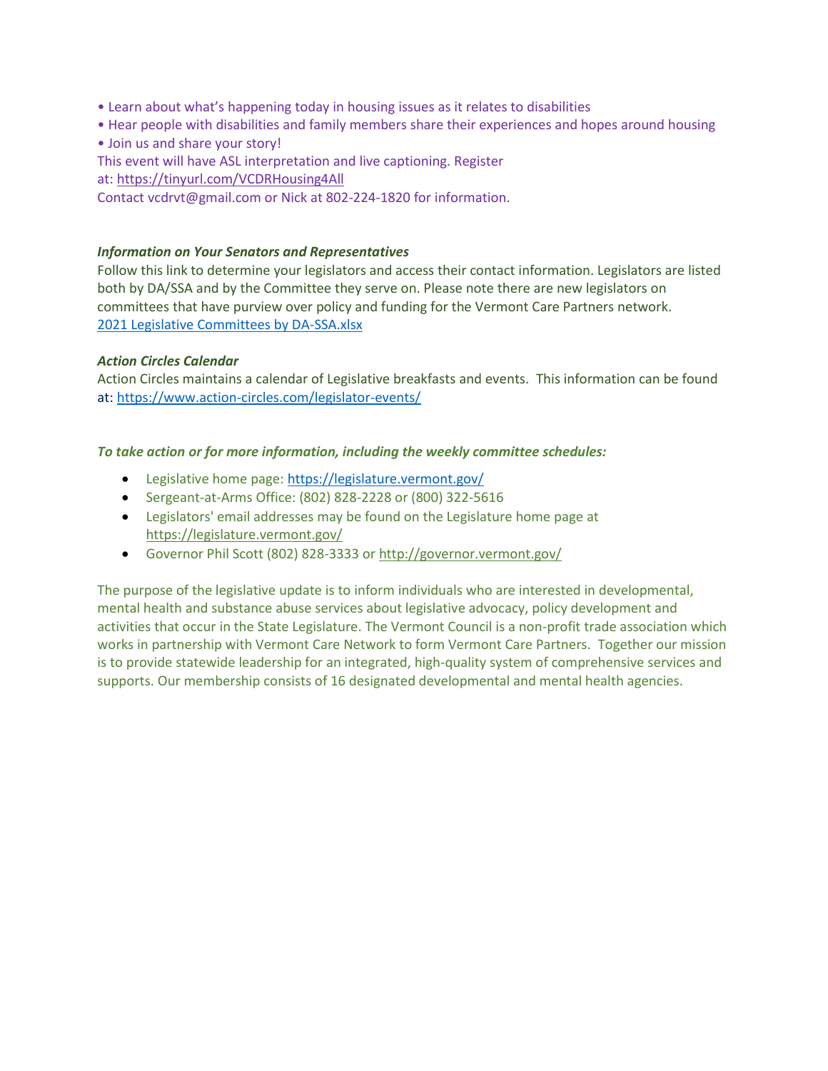• Learn about what's happening today in housing issues as it relates to disabilities
• Hear people with disabilities and family members share their experiences and hopes around housing
• Join us and share your story!
This event will have ASL interpretation and live captioning. Register at: https://tinyurl.com/VCDRHousing4All
Contact vcdrvt@gmail.com or Nick at 802-224-1820 for information.

***Information on Your Senators and Representatives***

Follow this link to determine your legislators and access their contact information. Legislators are listed both by DA/SSA and by the Committee they serve on. Please note there are new legislators on committees that have purview over policy and funding for the Vermont Care Partners network.
2021 Legislative Committees by DA-SSA.xlsx

***Action Circles Calendar***

Action Circles maintains a calendar of Legislative breakfasts and events. This information can be found at: https://www.action-circles.com/legislator-events/

***To take action or for more information, including the weekly committee schedules:***

- Legislative home page: https://legislature.vermont.gov/
- Sergeant-at-Arms Office: (802) 828-2228 or (800) 322-5616
- Legislators' email addresses may be found on the Legislature home page at https://legislature.vermont.gov/
- Governor Phil Scott (802) 828-3333 or http://governor.vermont.gov/

The purpose of the legislative update is to inform individuals who are interested in developmental, mental health and substance abuse services about legislative advocacy, policy development and activities that occur in the State Legislature. The Vermont Council is a non-profit trade association which works in partnership with Vermont Care Network to form Vermont Care Partners. Together our mission is to provide statewide leadership for an integrated, high-quality system of comprehensive services and supports. Our membership consists of 16 designated developmental and mental health agencies.